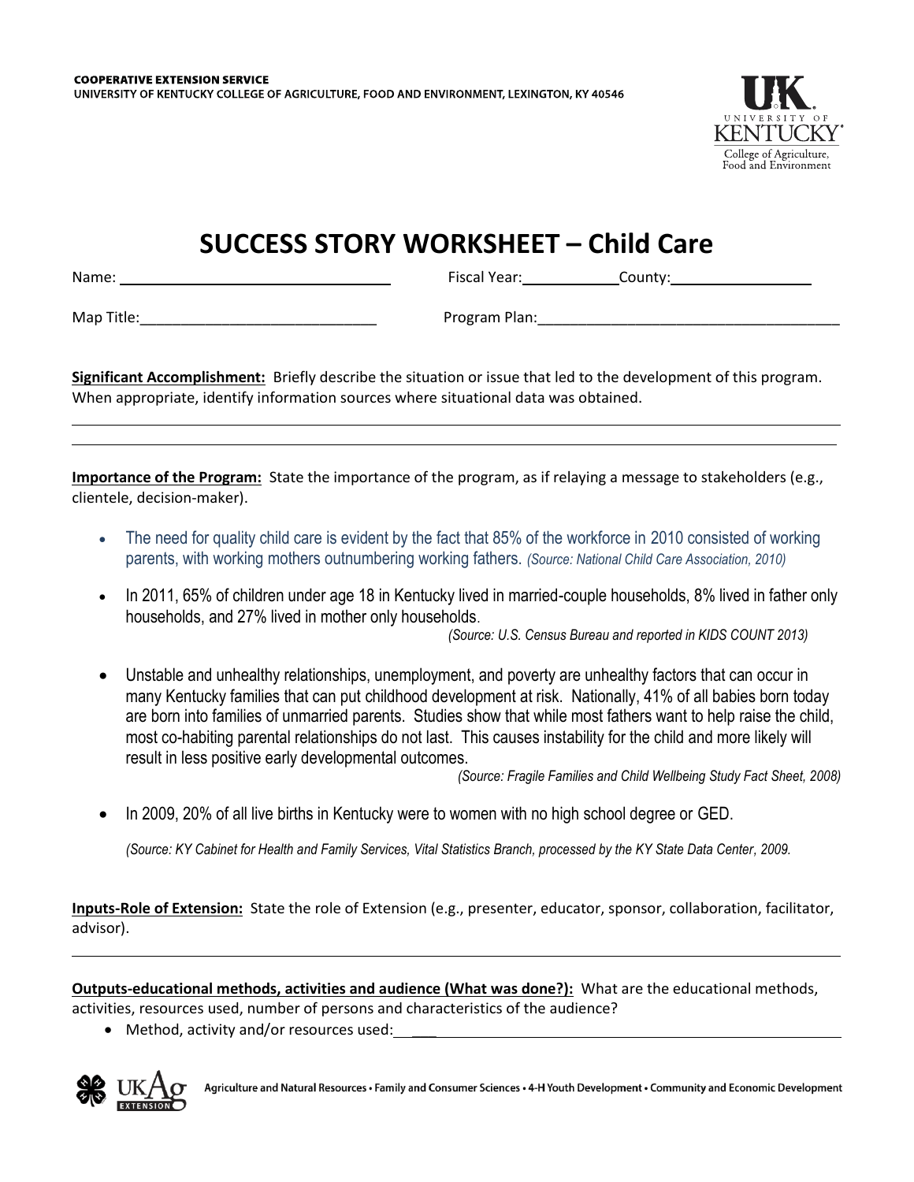COOPERATIVE EXTENSION SERVICE
UNIVERSITY OF KENTUCKY COLLEGE OF AGRICULTURE, FOOD AND ENVIRONMENT, LEXINGTON, KY 40546

# SUCCESS STORY WORKSHEET – Child Care

Name: ______________________ Fiscal Year: __________ County: ______________

Map Title: ____________________________ Program Plan: ____________________________________

**Significant Accomplishment:** Briefly describe the situation or issue that led to the development of this program. When appropriate, identify information sources where situational data was obtained.

______________________________________________________________________________

______________________________________________________________________________

**Importance of the Program:** State the importance of the program, as if relaying a message to stakeholders (e.g., clientele, decision-maker).

- The need for quality child care is evident by the fact that 85% of the workforce in 2010 consisted of working parents, with working mothers outnumbering working fathers. *(Source: National Child Care Association, 2010)*
- In 2011, 65% of children under age 18 in Kentucky lived in married-couple households, 8% lived in father only households, and 27% lived in mother only households. *(Source: U.S. Census Bureau and reported in KIDS COUNT 2013)*
- Unstable and unhealthy relationships, unemployment, and poverty are unhealthy factors that can occur in many Kentucky families that can put childhood development at risk. Nationally, 41% of all babies born today are born into families of unmarried parents. Studies show that while most fathers want to help raise the child, most co-habiting parental relationships do not last. This causes instability for the child and more likely will result in less positive early developmental outcomes. *(Source: Fragile Families and Child Wellbeing Study Fact Sheet, 2008)*
- In 2009, 20% of all live births in Kentucky were to women with no high school degree or GED.

  *(Source: KY Cabinet for Health and Family Services, Vital Statistics Branch, processed by the KY State Data Center, 2009.*

**Inputs-Role of Extension:** State the role of Extension (e.g., presenter, educator, sponsor, collaboration, facilitator, advisor).

______________________________________________________________________________

**Outputs-educational methods, activities and audience (What was done?):** What are the educational methods, activities, resources used, number of persons and characteristics of the audience?

- Method, activity and/or resources used: ____________________________________________

Agriculture and Natural Resources • Family and Consumer Sciences • 4-H Youth Development • Community and Economic Development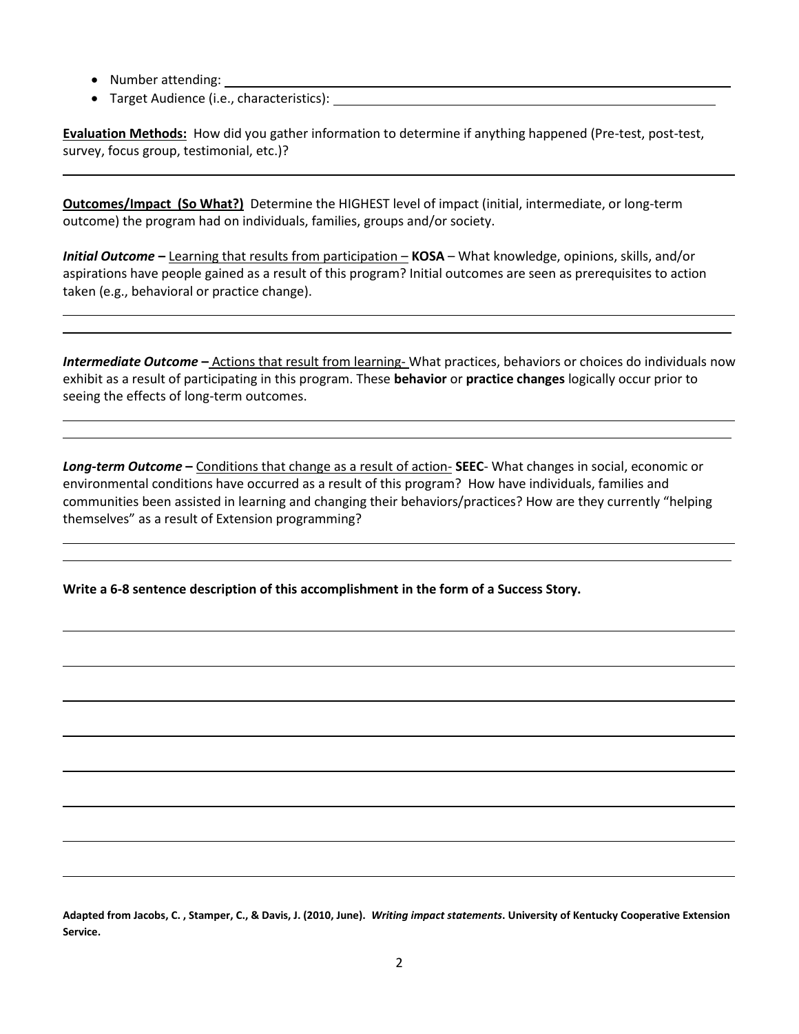- Number attending: ______________________________
- Target Audience (i.e., characteristics): ______________________________

**<u>Evaluation Methods:</u>** How did you gather information to determine if anything happened (Pre-test, post-test, survey, focus group, testimonial, etc.)?

______________________________

**<u>Outcomes/Impact (So What?)</u>** Determine the HIGHEST level of impact (initial, intermediate, or long-term outcome) the program had on individuals, families, groups and/or society.

***Initial Outcome* –** <u>Learning that results from participation –</u> **KOSA** – What knowledge, opinions, skills, and/or aspirations have people gained as a result of this program? Initial outcomes are seen as prerequisites to action taken (e.g., behavioral or practice change).

______________________________

______________________________

***Intermediate Outcome* –** <u>Actions that result from learning-</u> What practices, behaviors or choices do individuals now exhibit as a result of participating in this program. These **behavior** or **practice changes** logically occur prior to seeing the effects of long-term outcomes.

______________________________

______________________________

***Long-term Outcome* –** <u>Conditions that change as a result of action-</u> **SEEC**- What changes in social, economic or environmental conditions have occurred as a result of this program? How have individuals, families and communities been assisted in learning and changing their behaviors/practices? How are they currently "helping themselves" as a result of Extension programming?

______________________________

______________________________

**Write a 6-8 sentence description of this accomplishment in the form of a Success Story.**

______________________________

______________________________

______________________________

______________________________

______________________________

______________________________

______________________________

______________________________

**Adapted from Jacobs, C. , Stamper, C., & Davis, J. (2010, June).** ***Writing impact statements*. University of Kentucky Cooperative Extension Service.**